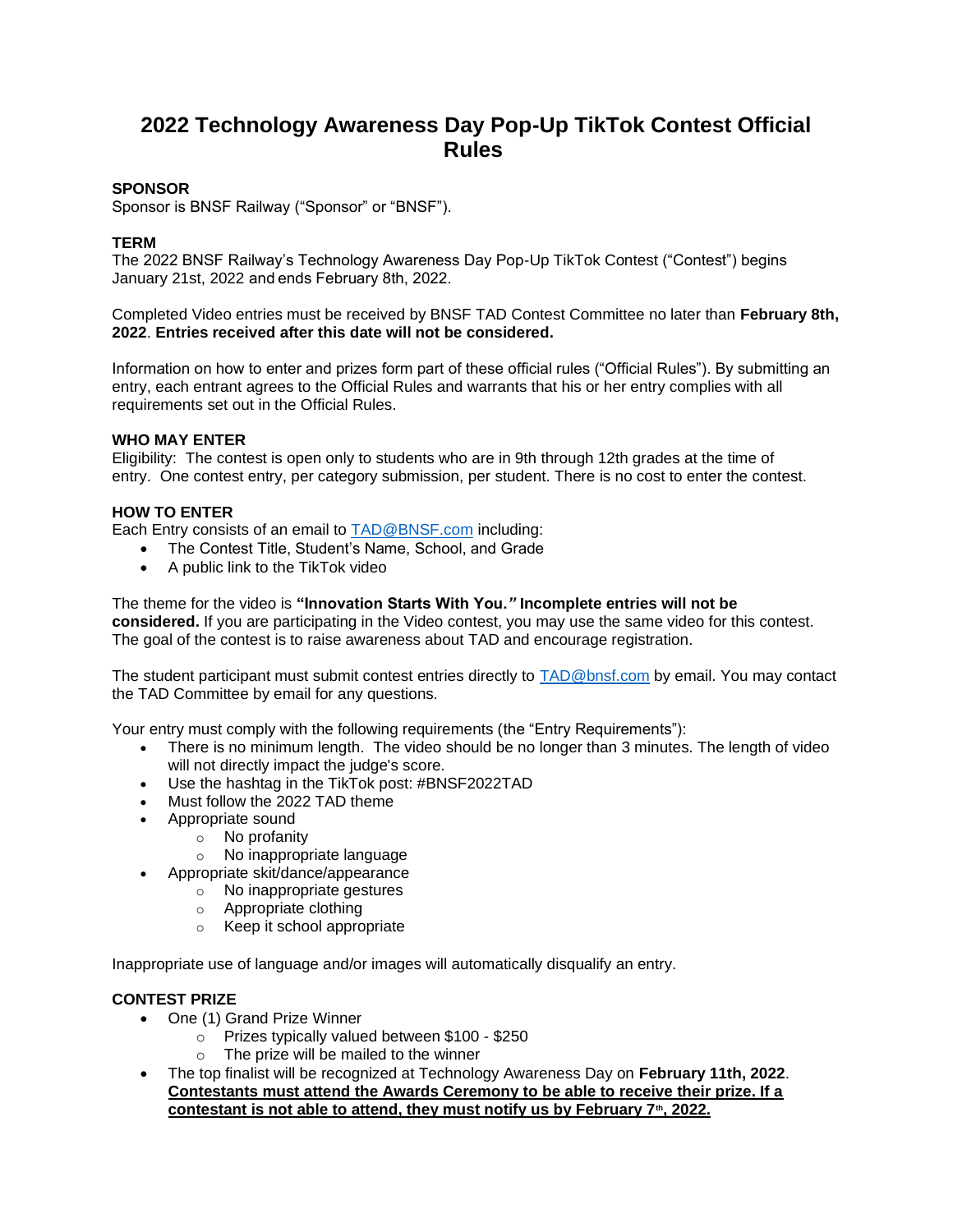# 2022 Technology Awareness Day Pop-Up TikTok Contest Official Rules

**SPONSOR**

Sponsor is BNSF Railway ("Sponsor" or "BNSF").

**TERM**

The 2022 BNSF Railway's Technology Awareness Day Pop-Up TikTok Contest ("Contest") begins January 21st, 2022 and ends February 8th, 2022.

Completed Video entries must be received by BNSF TAD Contest Committee no later than **February 8th, 2022**. **Entries received after this date will not be considered.**

Information on how to enter and prizes form part of these official rules ("Official Rules"). By submitting an entry, each entrant agrees to the Official Rules and warrants that his or her entry complies with all requirements set out in the Official Rules.

**WHO MAY ENTER**

Eligibility: The contest is open only to students who are in 9th through 12th grades at the time of entry. One contest entry, per category submission, per student. There is no cost to enter the contest.

**HOW TO ENTER**

Each Entry consists of an email to TAD@BNSF.com including:

- The Contest Title, Student's Name, School, and Grade
- A public link to the TikTok video

The theme for the video is **"Innovation Starts With You."** **Incomplete entries will not be considered.** If you are participating in the Video contest, you may use the same video for this contest. The goal of the contest is to raise awareness about TAD and encourage registration.

The student participant must submit contest entries directly to TAD@bnsf.com by email. You may contact the TAD Committee by email for any questions.

Your entry must comply with the following requirements (the "Entry Requirements"):

- There is no minimum length. The video should be no longer than 3 minutes. The length of video will not directly impact the judge's score.
- Use the hashtag in the TikTok post: #BNSF2022TAD
- Must follow the 2022 TAD theme
- Appropriate sound
  - No profanity
  - No inappropriate language
- Appropriate skit/dance/appearance
  - No inappropriate gestures
  - Appropriate clothing
  - Keep it school appropriate

Inappropriate use of language and/or images will automatically disqualify an entry.

**CONTEST PRIZE**

- One (1) Grand Prize Winner
  - Prizes typically valued between $100 - $250
  - The prize will be mailed to the winner
- The top finalist will be recognized at Technology Awareness Day on **February 11th, 2022**. **Contestants must attend the Awards Ceremony to be able to receive their prize. If a contestant is not able to attend, they must notify us by February 7th, 2022.**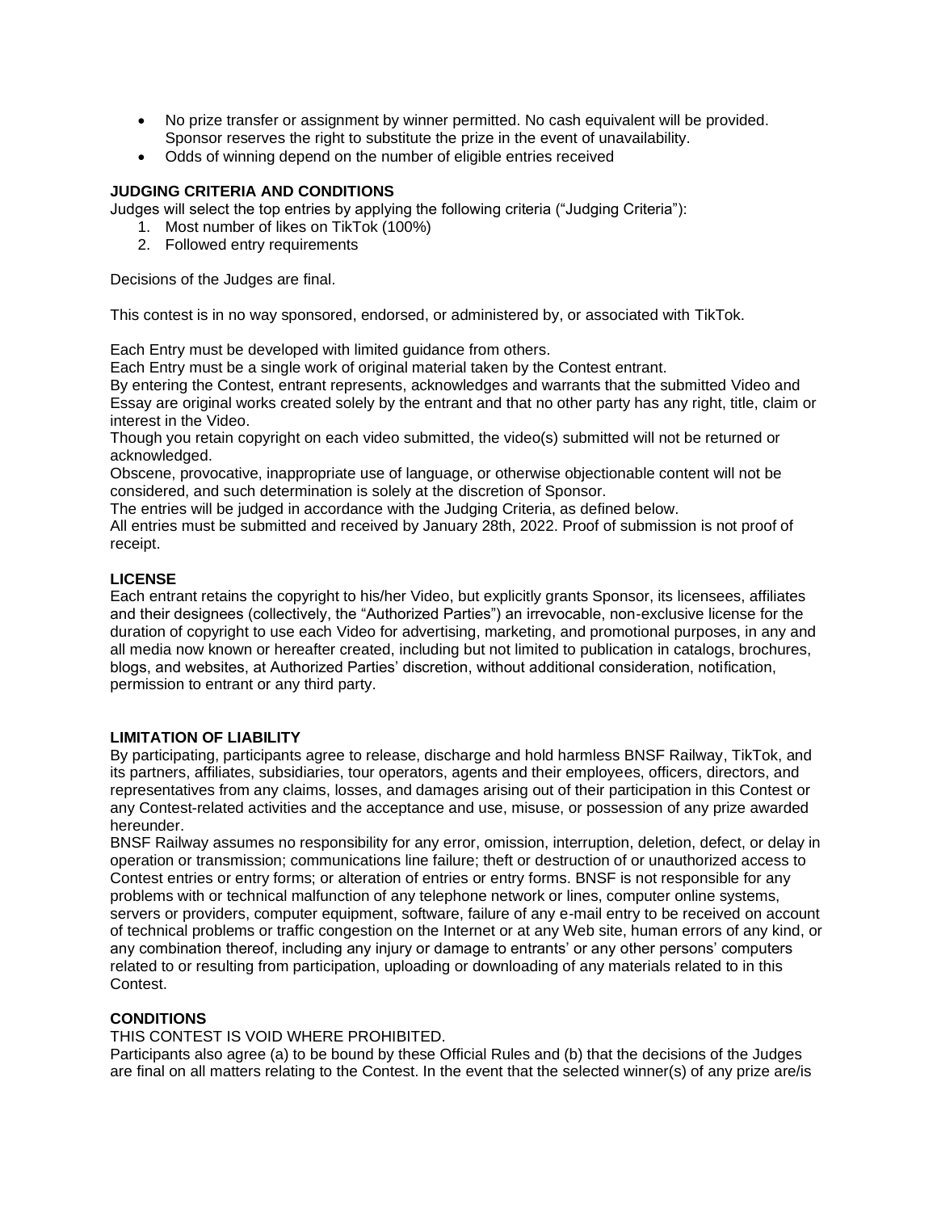- No prize transfer or assignment by winner permitted. No cash equivalent will be provided. Sponsor reserves the right to substitute the prize in the event of unavailability.
- Odds of winning depend on the number of eligible entries received

**JUDGING CRITERIA AND CONDITIONS**

Judges will select the top entries by applying the following criteria ("Judging Criteria"):

1. Most number of likes on TikTok (100%)
2. Followed entry requirements

Decisions of the Judges are final.

This contest is in no way sponsored, endorsed, or administered by, or associated with TikTok.

Each Entry must be developed with limited guidance from others.
Each Entry must be a single work of original material taken by the Contest entrant.
By entering the Contest, entrant represents, acknowledges and warrants that the submitted Video and Essay are original works created solely by the entrant and that no other party has any right, title, claim or interest in the Video.
Though you retain copyright on each video submitted, the video(s) submitted will not be returned or acknowledged.
Obscene, provocative, inappropriate use of language, or otherwise objectionable content will not be considered, and such determination is solely at the discretion of Sponsor.
The entries will be judged in accordance with the Judging Criteria, as defined below.
All entries must be submitted and received by January 28th, 2022. Proof of submission is not proof of receipt.

**LICENSE**

Each entrant retains the copyright to his/her Video, but explicitly grants Sponsor, its licensees, affiliates and their designees (collectively, the "Authorized Parties") an irrevocable, non-exclusive license for the duration of copyright to use each Video for advertising, marketing, and promotional purposes, in any and all media now known or hereafter created, including but not limited to publication in catalogs, brochures, blogs, and websites, at Authorized Parties' discretion, without additional consideration, notification, permission to entrant or any third party.

**LIMITATION OF LIABILITY**

By participating, participants agree to release, discharge and hold harmless BNSF Railway, TikTok, and its partners, affiliates, subsidiaries, tour operators, agents and their employees, officers, directors, and representatives from any claims, losses, and damages arising out of their participation in this Contest or any Contest-related activities and the acceptance and use, misuse, or possession of any prize awarded hereunder.
BNSF Railway assumes no responsibility for any error, omission, interruption, deletion, defect, or delay in operation or transmission; communications line failure; theft or destruction of or unauthorized access to Contest entries or entry forms; or alteration of entries or entry forms. BNSF is not responsible for any problems with or technical malfunction of any telephone network or lines, computer online systems, servers or providers, computer equipment, software, failure of any e-mail entry to be received on account of technical problems or traffic congestion on the Internet or at any Web site, human errors of any kind, or any combination thereof, including any injury or damage to entrants' or any other persons' computers related to or resulting from participation, uploading or downloading of any materials related to in this Contest.

**CONDITIONS**

THIS CONTEST IS VOID WHERE PROHIBITED.
Participants also agree (a) to be bound by these Official Rules and (b) that the decisions of the Judges are final on all matters relating to the Contest. In the event that the selected winner(s) of any prize are/is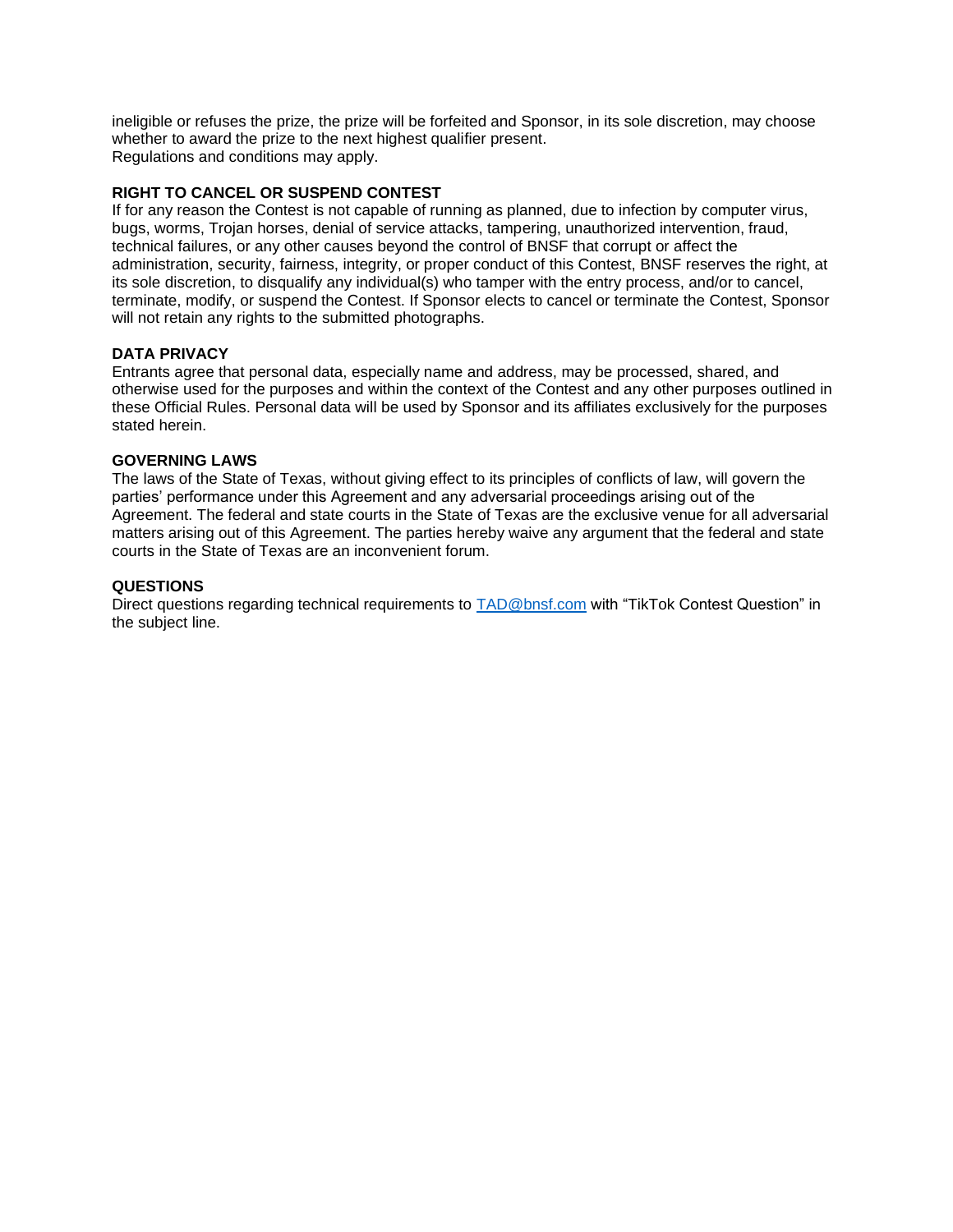ineligible or refuses the prize, the prize will be forfeited and Sponsor, in its sole discretion, may choose whether to award the prize to the next highest qualifier present.
Regulations and conditions may apply.

**RIGHT TO CANCEL OR SUSPEND CONTEST**

If for any reason the Contest is not capable of running as planned, due to infection by computer virus, bugs, worms, Trojan horses, denial of service attacks, tampering, unauthorized intervention, fraud, technical failures, or any other causes beyond the control of BNSF that corrupt or affect the administration, security, fairness, integrity, or proper conduct of this Contest, BNSF reserves the right, at its sole discretion, to disqualify any individual(s) who tamper with the entry process, and/or to cancel, terminate, modify, or suspend the Contest. If Sponsor elects to cancel or terminate the Contest, Sponsor will not retain any rights to the submitted photographs.

**DATA PRIVACY**

Entrants agree that personal data, especially name and address, may be processed, shared, and otherwise used for the purposes and within the context of the Contest and any other purposes outlined in these Official Rules. Personal data will be used by Sponsor and its affiliates exclusively for the purposes stated herein.

**GOVERNING LAWS**

The laws of the State of Texas, without giving effect to its principles of conflicts of law, will govern the parties' performance under this Agreement and any adversarial proceedings arising out of the Agreement. The federal and state courts in the State of Texas are the exclusive venue for all adversarial matters arising out of this Agreement. The parties hereby waive any argument that the federal and state courts in the State of Texas are an inconvenient forum.

**QUESTIONS**

Direct questions regarding technical requirements to TAD@bnsf.com with "TikTok Contest Question" in the subject line.